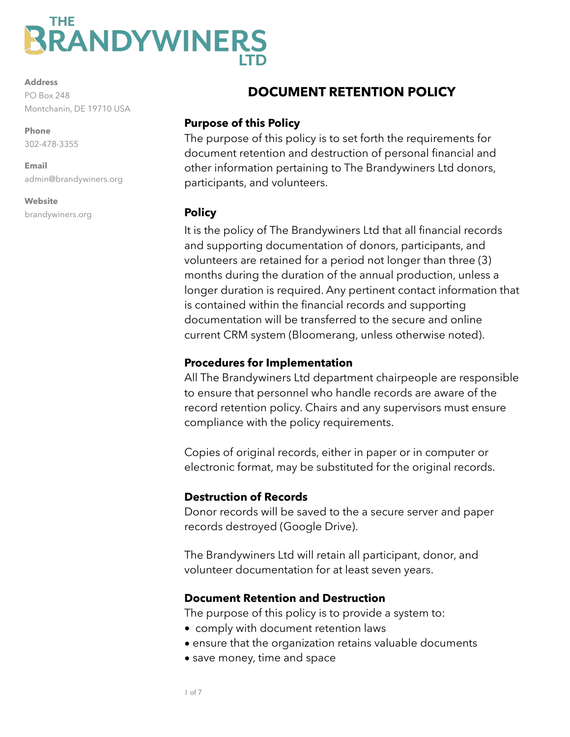# THE BRANDYWINERS LTD

**Address**
PO Box 248
Montchanin, DE 19710 USA

**Phone**
302-478-3355

**Email**
admin@brandywiners.org

**Website**
brandywiners.org

## DOCUMENT RETENTION POLICY

### Purpose of this Policy

The purpose of this policy is to set forth the requirements for document retention and destruction of personal financial and other information pertaining to The Brandywiners Ltd donors, participants, and volunteers.

### Policy

It is the policy of The Brandywiners Ltd that all financial records and supporting documentation of donors, participants, and volunteers are retained for a period not longer than three (3) months during the duration of the annual production, unless a longer duration is required. Any pertinent contact information that is contained within the financial records and supporting documentation will be transferred to the secure and online current CRM system (Bloomerang, unless otherwise noted).

### Procedures for Implementation

All The Brandywiners Ltd department chairpeople are responsible to ensure that personnel who handle records are aware of the record retention policy. Chairs and any supervisors must ensure compliance with the policy requirements.

Copies of original records, either in paper or in computer or electronic format, may be substituted for the original records.

### Destruction of Records

Donor records will be saved to the a secure server and paper records destroyed (Google Drive).

The Brandywiners Ltd will retain all participant, donor, and volunteer documentation for at least seven years.

### Document Retention and Destruction

The purpose of this policy is to provide a system to:

- comply with document retention laws
- ensure that the organization retains valuable documents
- save money, time and space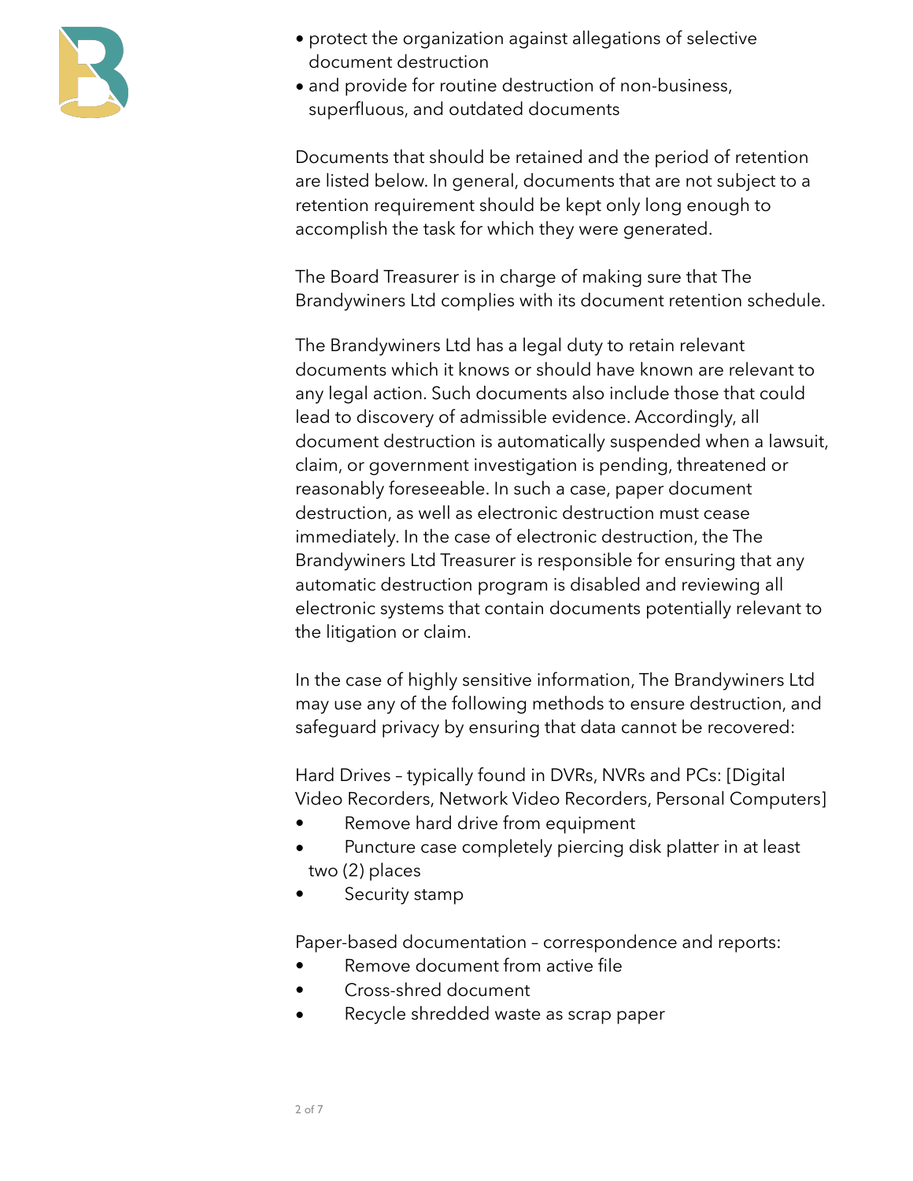- protect the organization against allegations of selective document destruction
- and provide for routine destruction of non-business, superfluous, and outdated documents

Documents that should be retained and the period of retention are listed below. In general, documents that are not subject to a retention requirement should be kept only long enough to accomplish the task for which they were generated.

The Board Treasurer is in charge of making sure that The Brandywiners Ltd complies with its document retention schedule.

The Brandywiners Ltd has a legal duty to retain relevant documents which it knows or should have known are relevant to any legal action. Such documents also include those that could lead to discovery of admissible evidence. Accordingly, all document destruction is automatically suspended when a lawsuit, claim, or government investigation is pending, threatened or reasonably foreseeable. In such a case, paper document destruction, as well as electronic destruction must cease immediately. In the case of electronic destruction, the The Brandywiners Ltd Treasurer is responsible for ensuring that any automatic destruction program is disabled and reviewing all electronic systems that contain documents potentially relevant to the litigation or claim.

In the case of highly sensitive information, The Brandywiners Ltd may use any of the following methods to ensure destruction, and safeguard privacy by ensuring that data cannot be recovered:

Hard Drives – typically found in DVRs, NVRs and PCs: [Digital Video Recorders, Network Video Recorders, Personal Computers]

- Remove hard drive from equipment
- Puncture case completely piercing disk platter in at least two (2) places
- Security stamp

Paper-based documentation – correspondence and reports:

- Remove document from active file
- Cross-shred document
- Recycle shredded waste as scrap paper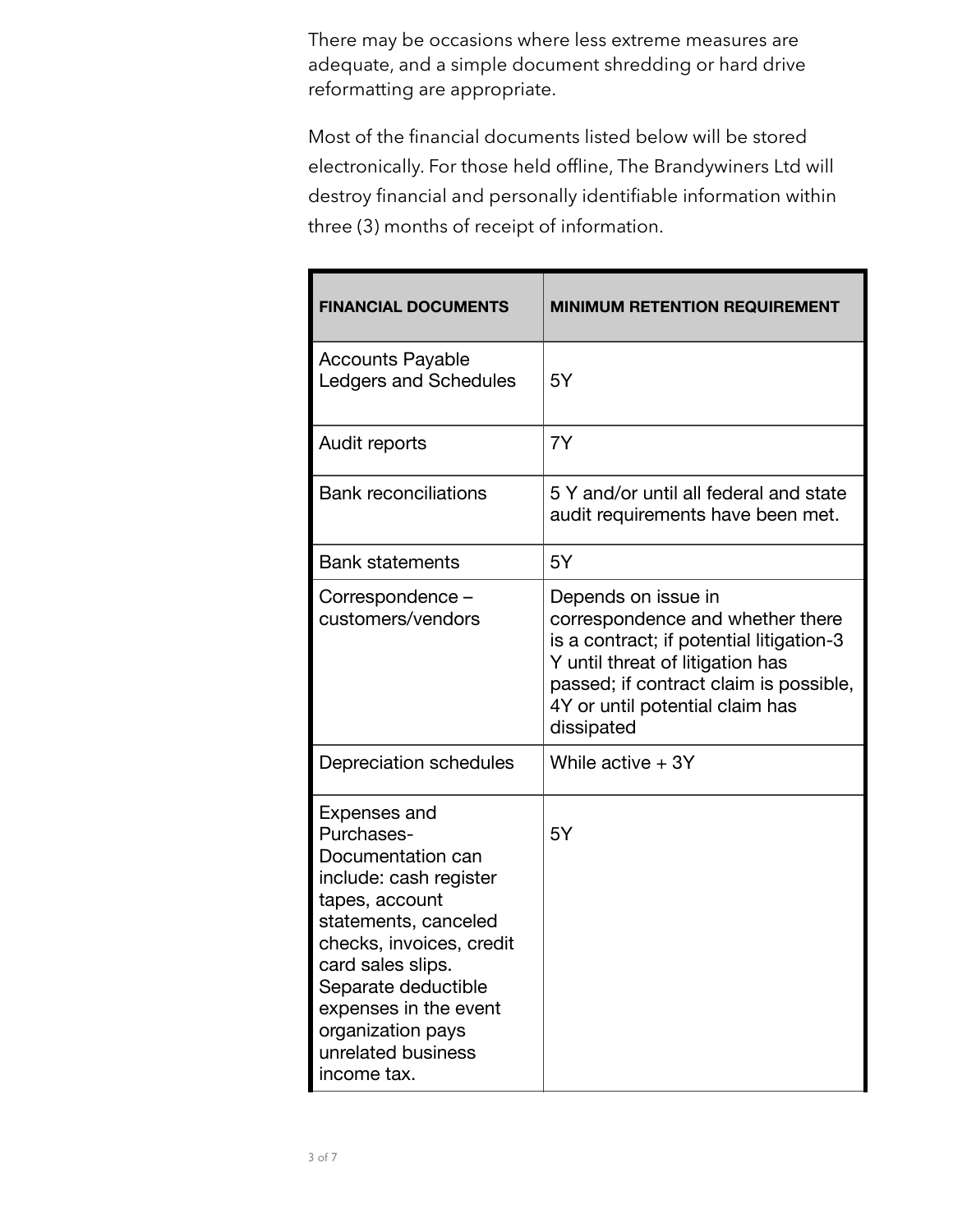There may be occasions where less extreme measures are adequate, and a simple document shredding or hard drive reformatting are appropriate.

Most of the financial documents listed below will be stored electronically. For those held offline, The Brandywiners Ltd will destroy financial and personally identifiable information within three (3) months of receipt of information.

| FINANCIAL DOCUMENTS | MINIMUM RETENTION REQUIREMENT |
| --- | --- |
| Accounts Payable Ledgers and Schedules | 5Y |
| Audit reports | 7Y |
| Bank reconciliations | 5 Y and/or until all federal and state audit requirements have been met. |
| Bank statements | 5Y |
| Correspondence – customers/vendors | Depends on issue in correspondence and whether there is a contract; if potential litigation-3 Y until threat of litigation has passed; if contract claim is possible, 4Y or until potential claim has dissipated |
| Depreciation schedules | While active + 3Y |
| Expenses and Purchases- Documentation can include: cash register tapes, account statements, canceled checks, invoices, credit card sales slips. Separate deductible expenses in the event organization pays unrelated business income tax. | 5Y |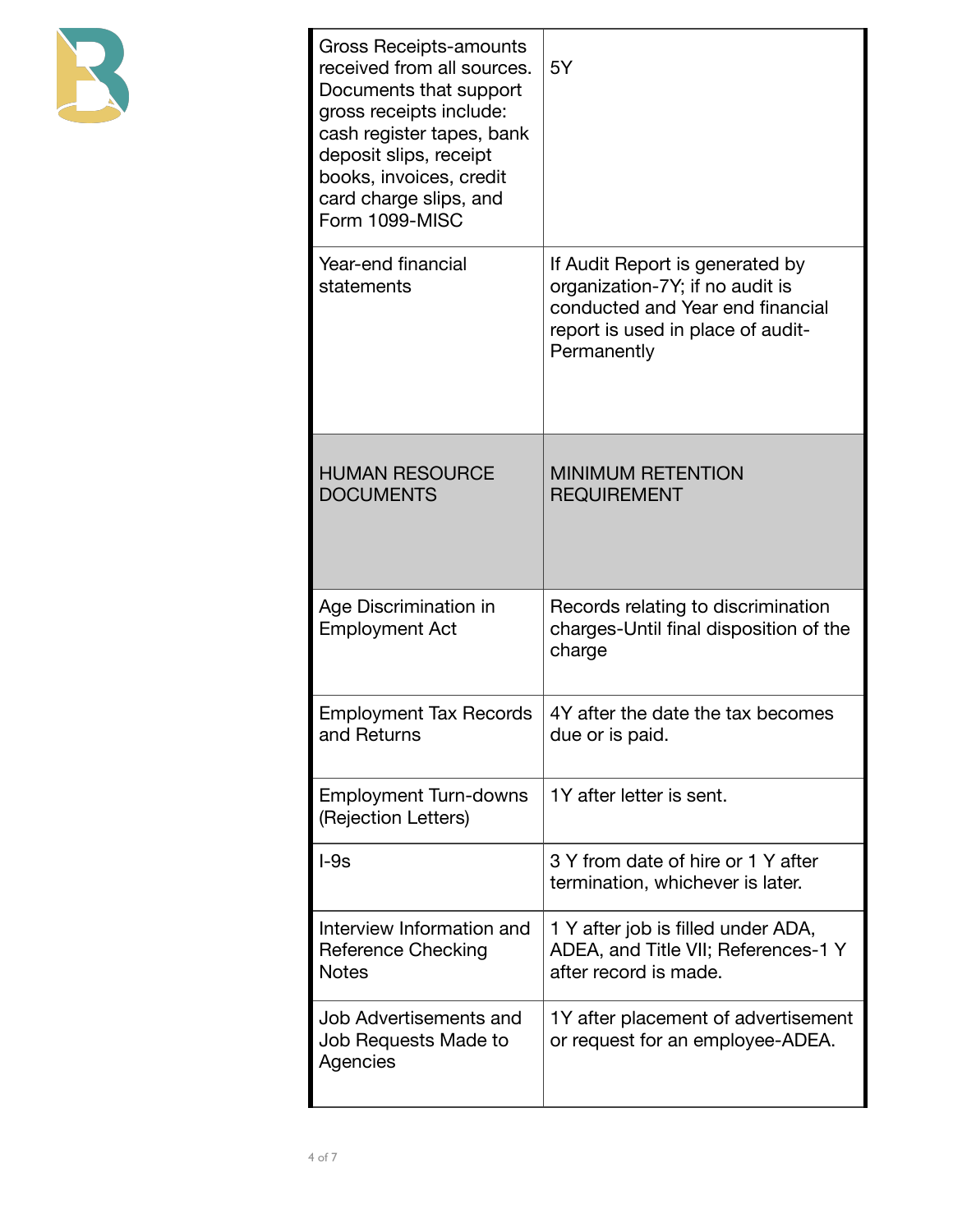| | |
|---|---|
| Gross Receipts-amounts received from all sources. Documents that support gross receipts include: cash register tapes, bank deposit slips, receipt books, invoices, credit card charge slips, and Form 1099-MISC | 5Y |
| Year-end financial statements | If Audit Report is generated by organization-7Y; if no audit is conducted and Year end financial report is used in place of audit-Permanently |
| **HUMAN RESOURCE DOCUMENTS** | **MINIMUM RETENTION REQUIREMENT** |
| Age Discrimination in Employment Act | Records relating to discrimination charges-Until final disposition of the charge |
| Employment Tax Records and Returns | 4Y after the date the tax becomes due or is paid. |
| Employment Turn-downs (Rejection Letters) | 1Y after letter is sent. |
| I-9s | 3 Y from date of hire or 1 Y after termination, whichever is later. |
| Interview Information and Reference Checking Notes | 1 Y after job is filled under ADA, ADEA, and Title VII; References-1 Y after record is made. |
| Job Advertisements and Job Requests Made to Agencies | 1Y after placement of advertisement or request for an employee-ADEA. |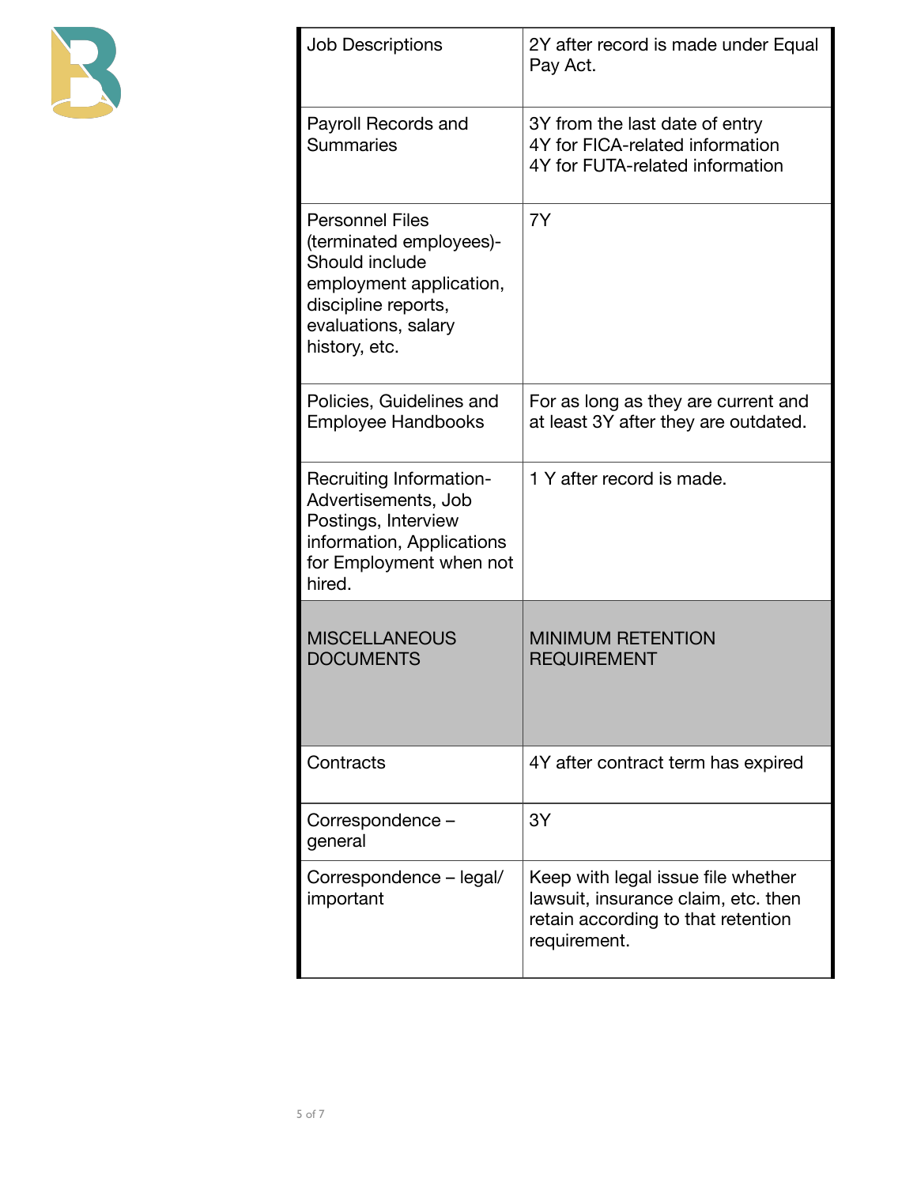| | |
|---|---|
| Job Descriptions | 2Y after record is made under Equal Pay Act. |
| Payroll Records and Summaries | 3Y from the last date of entry<br>4Y for FICA-related information<br>4Y for FUTA-related information |
| Personnel Files (terminated employees)- Should include employment application, discipline reports, evaluations, salary history, etc. | 7Y |
| Policies, Guidelines and Employee Handbooks | For as long as they are current and at least 3Y after they are outdated. |
| Recruiting Information- Advertisements, Job Postings, Interview information, Applications for Employment when not hired. | 1 Y after record is made. |
| **MISCELLANEOUS DOCUMENTS** | **MINIMUM RETENTION REQUIREMENT** |
| Contracts | 4Y after contract term has expired |
| Correspondence – general | 3Y |
| Correspondence – legal/ important | Keep with legal issue file whether lawsuit, insurance claim, etc. then retain according to that retention requirement. |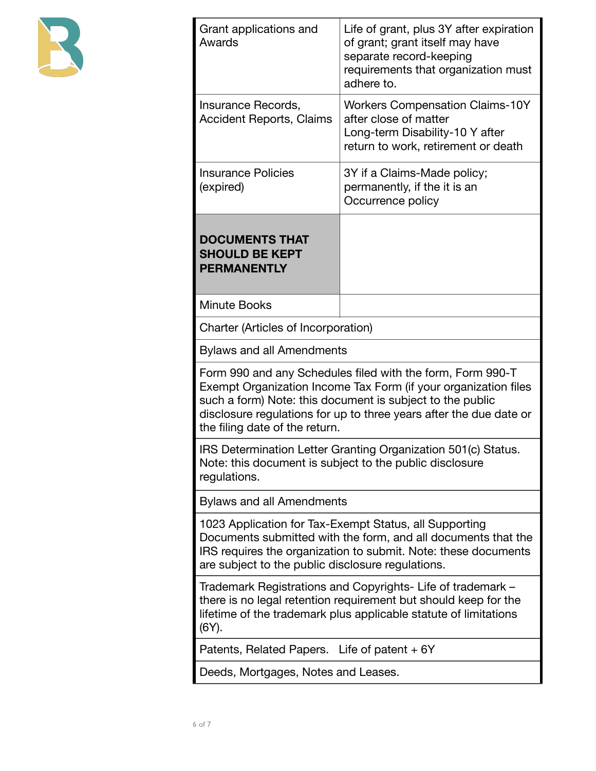| | |
|---|---|
| Grant applications and Awards | Life of grant, plus 3Y after expiration of grant; grant itself may have separate record-keeping requirements that organization must adhere to. |
| Insurance Records, Accident Reports, Claims | Workers Compensation Claims-10Y after close of matter<br>Long-term Disability-10 Y after return to work, retirement or death |
| Insurance Policies (expired) | 3Y if a Claims-Made policy; permanently, if the it is an Occurrence policy |
| **DOCUMENTS THAT SHOULD BE KEPT PERMANENTLY** | |
| Minute Books | |
| Charter (Articles of Incorporation) | |
| Bylaws and all Amendments | |
| Form 990 and any Schedules filed with the form, Form 990-T Exempt Organization Income Tax Form (if your organization files such a form) Note: this document is subject to the public disclosure regulations for up to three years after the due date or the filing date of the return. | |
| IRS Determination Letter Granting Organization 501(c) Status. Note: this document is subject to the public disclosure regulations. | |
| Bylaws and all Amendments | |
| 1023 Application for Tax-Exempt Status, all Supporting Documents submitted with the form, and all documents that the IRS requires the organization to submit. Note: these documents are subject to the public disclosure regulations. | |
| Trademark Registrations and Copyrights- Life of trademark – there is no legal retention requirement but should keep for the lifetime of the trademark plus applicable statute of limitations (6Y). | |
| Patents, Related Papers. Life of patent + 6Y | |
| Deeds, Mortgages, Notes and Leases. | |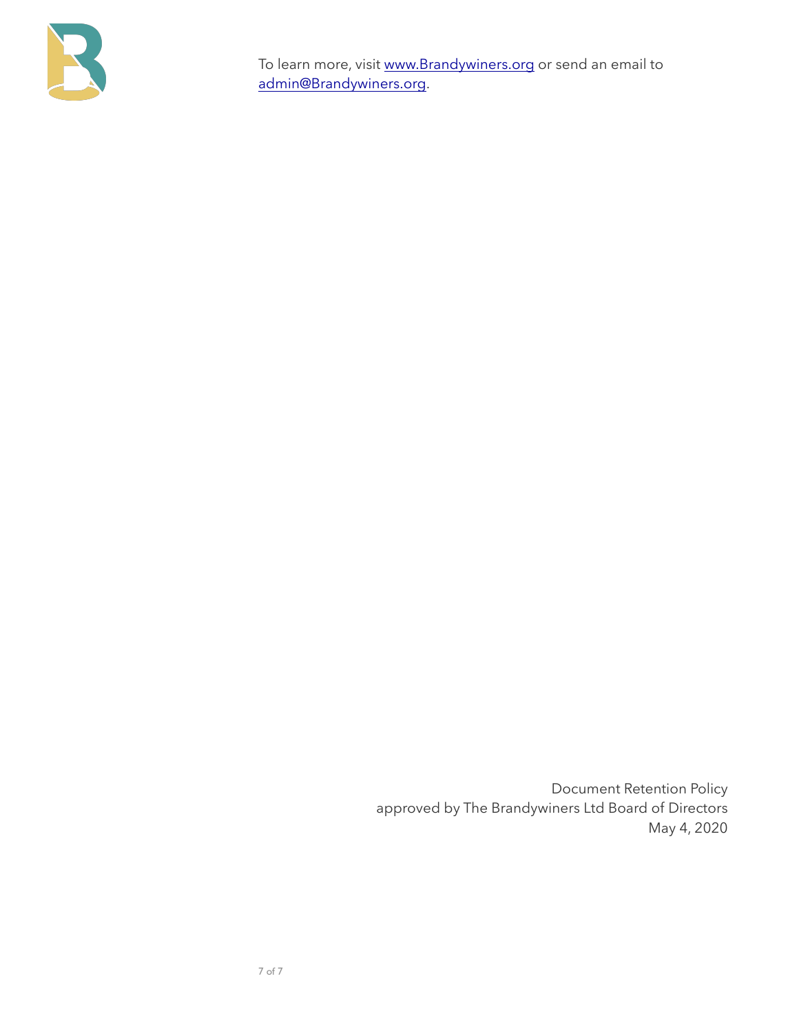To learn more, visit [www.Brandywiners.org](http://www.Brandywiners.org) or send an email to [admin@Brandywiners.org](mailto:admin@Brandywiners.org).

Document Retention Policy
approved by The Brandywiners Ltd Board of Directors
May 4, 2020